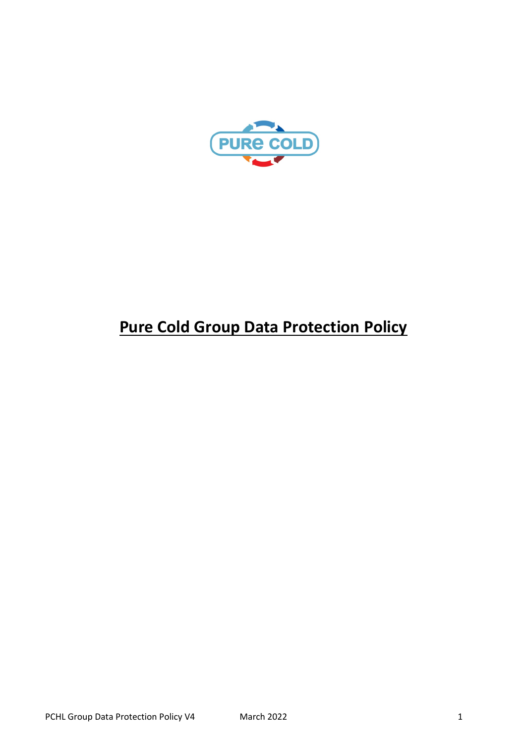# Pure Cold Group Data Protection Policy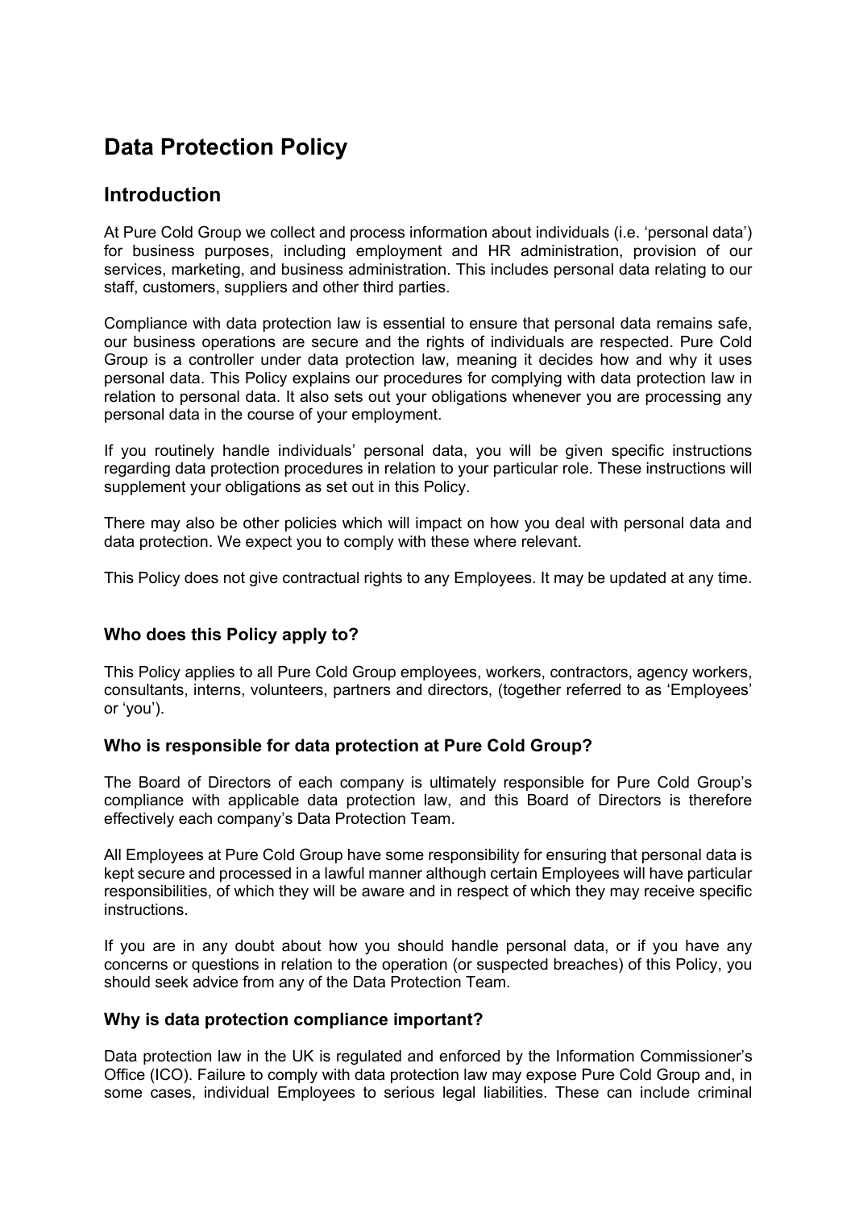# Data Protection Policy

## Introduction

At Pure Cold Group we collect and process information about individuals (i.e. 'personal data') for business purposes, including employment and HR administration, provision of our services, marketing, and business administration. This includes personal data relating to our staff, customers, suppliers and other third parties.

Compliance with data protection law is essential to ensure that personal data remains safe, our business operations are secure and the rights of individuals are respected. Pure Cold Group is a controller under data protection law, meaning it decides how and why it uses personal data. This Policy explains our procedures for complying with data protection law in relation to personal data. It also sets out your obligations whenever you are processing any personal data in the course of your employment.

If you routinely handle individuals' personal data, you will be given specific instructions regarding data protection procedures in relation to your particular role. These instructions will supplement your obligations as set out in this Policy.

There may also be other policies which will impact on how you deal with personal data and data protection. We expect you to comply with these where relevant.

This Policy does not give contractual rights to any Employees. It may be updated at any time.

### Who does this Policy apply to?

This Policy applies to all Pure Cold Group employees, workers, contractors, agency workers, consultants, interns, volunteers, partners and directors, (together referred to as 'Employees' or 'you').

### Who is responsible for data protection at Pure Cold Group?

The Board of Directors of each company is ultimately responsible for Pure Cold Group's compliance with applicable data protection law, and this Board of Directors is therefore effectively each company's Data Protection Team.

All Employees at Pure Cold Group have some responsibility for ensuring that personal data is kept secure and processed in a lawful manner although certain Employees will have particular responsibilities, of which they will be aware and in respect of which they may receive specific instructions.

If you are in any doubt about how you should handle personal data, or if you have any concerns or questions in relation to the operation (or suspected breaches) of this Policy, you should seek advice from any of the Data Protection Team.

### Why is data protection compliance important?

Data protection law in the UK is regulated and enforced by the Information Commissioner's Office (ICO). Failure to comply with data protection law may expose Pure Cold Group and, in some cases, individual Employees to serious legal liabilities. These can include criminal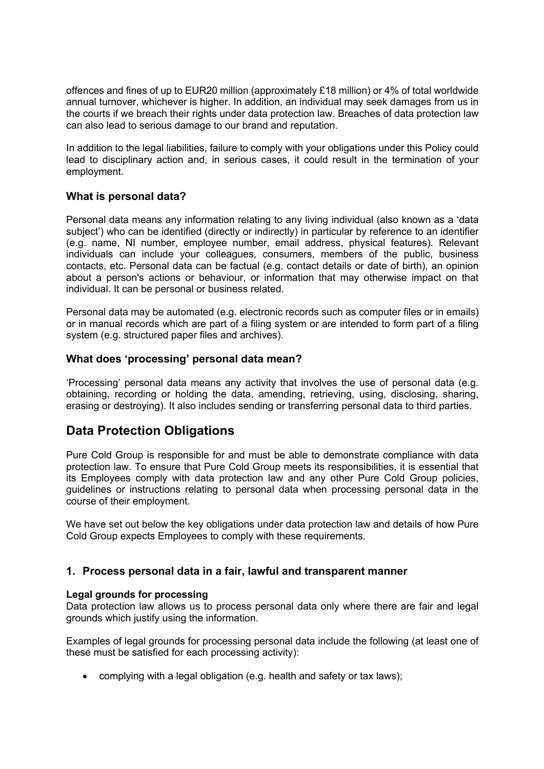offences and fines of up to EUR20 million (approximately £18 million) or 4% of total worldwide annual turnover, whichever is higher. In addition, an individual may seek damages from us in the courts if we breach their rights under data protection law. Breaches of data protection law can also lead to serious damage to our brand and reputation.

In addition to the legal liabilities, failure to comply with your obligations under this Policy could lead to disciplinary action and, in serious cases, it could result in the termination of your employment.

### What is personal data?

Personal data means any information relating to any living individual (also known as a 'data subject') who can be identified (directly or indirectly) in particular by reference to an identifier (e.g. name, NI number, employee number, email address, physical features). Relevant individuals can include your colleagues, consumers, members of the public, business contacts, etc. Personal data can be factual (e.g. contact details or date of birth), an opinion about a person's actions or behaviour, or information that may otherwise impact on that individual. It can be personal or business related.

Personal data may be automated (e.g. electronic records such as computer files or in emails) or in manual records which are part of a filing system or are intended to form part of a filing system (e.g. structured paper files and archives).

### What does 'processing' personal data mean?

'Processing' personal data means any activity that involves the use of personal data (e.g. obtaining, recording or holding the data, amending, retrieving, using, disclosing, sharing, erasing or destroying). It also includes sending or transferring personal data to third parties.

## Data Protection Obligations

Pure Cold Group is responsible for and must be able to demonstrate compliance with data protection law. To ensure that Pure Cold Group meets its responsibilities, it is essential that its Employees comply with data protection law and any other Pure Cold Group policies, guidelines or instructions relating to personal data when processing personal data in the course of their employment.

We have set out below the key obligations under data protection law and details of how Pure Cold Group expects Employees to comply with these requirements.

### 1. Process personal data in a fair, lawful and transparent manner

**Legal grounds for processing**

Data protection law allows us to process personal data only where there are fair and legal grounds which justify using the information.

Examples of legal grounds for processing personal data include the following (at least one of these must be satisfied for each processing activity):

- complying with a legal obligation (e.g. health and safety or tax laws);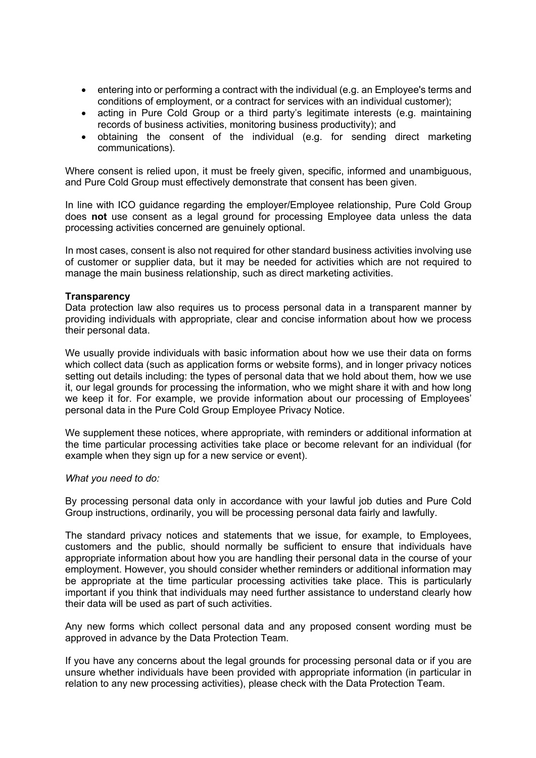- entering into or performing a contract with the individual (e.g. an Employee's terms and conditions of employment, or a contract for services with an individual customer);
- acting in Pure Cold Group or a third party's legitimate interests (e.g. maintaining records of business activities, monitoring business productivity); and
- obtaining the consent of the individual (e.g. for sending direct marketing communications).

Where consent is relied upon, it must be freely given, specific, informed and unambiguous, and Pure Cold Group must effectively demonstrate that consent has been given.

In line with ICO guidance regarding the employer/Employee relationship, Pure Cold Group does **not** use consent as a legal ground for processing Employee data unless the data processing activities concerned are genuinely optional.

In most cases, consent is also not required for other standard business activities involving use of customer or supplier data, but it may be needed for activities which are not required to manage the main business relationship, such as direct marketing activities.

**Transparency**

Data protection law also requires us to process personal data in a transparent manner by providing individuals with appropriate, clear and concise information about how we process their personal data.

We usually provide individuals with basic information about how we use their data on forms which collect data (such as application forms or website forms), and in longer privacy notices setting out details including: the types of personal data that we hold about them, how we use it, our legal grounds for processing the information, who we might share it with and how long we keep it for. For example, we provide information about our processing of Employees' personal data in the Pure Cold Group Employee Privacy Notice.

We supplement these notices, where appropriate, with reminders or additional information at the time particular processing activities take place or become relevant for an individual (for example when they sign up for a new service or event).

*What you need to do:*

By processing personal data only in accordance with your lawful job duties and Pure Cold Group instructions, ordinarily, you will be processing personal data fairly and lawfully.

The standard privacy notices and statements that we issue, for example, to Employees, customers and the public, should normally be sufficient to ensure that individuals have appropriate information about how you are handling their personal data in the course of your employment. However, you should consider whether reminders or additional information may be appropriate at the time particular processing activities take place. This is particularly important if you think that individuals may need further assistance to understand clearly how their data will be used as part of such activities.

Any new forms which collect personal data and any proposed consent wording must be approved in advance by the Data Protection Team.

If you have any concerns about the legal grounds for processing personal data or if you are unsure whether individuals have been provided with appropriate information (in particular in relation to any new processing activities), please check with the Data Protection Team.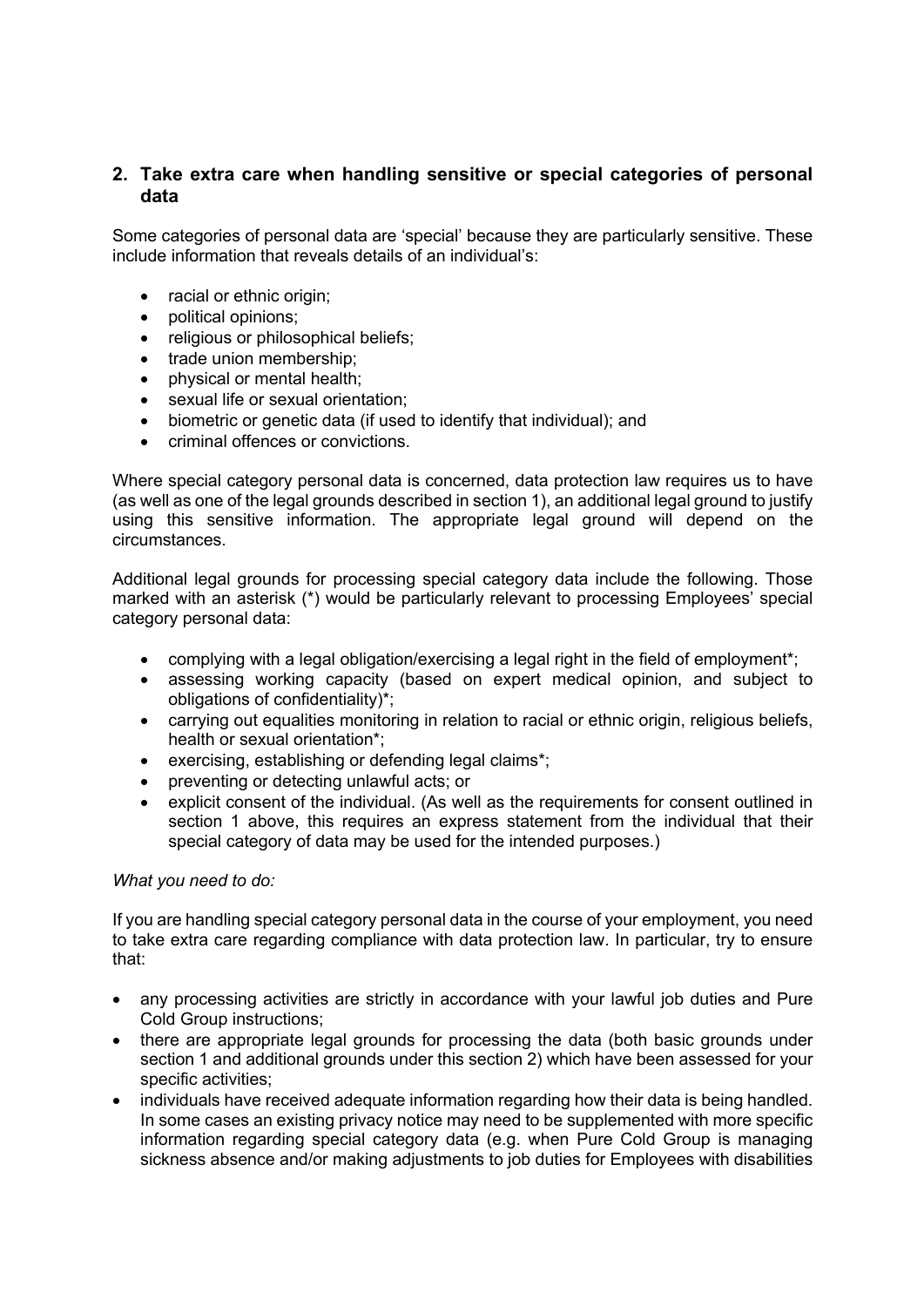## 2. Take extra care when handling sensitive or special categories of personal data

Some categories of personal data are 'special' because they are particularly sensitive. These include information that reveals details of an individual's:

- racial or ethnic origin;
- political opinions;
- religious or philosophical beliefs;
- trade union membership;
- physical or mental health;
- sexual life or sexual orientation;
- biometric or genetic data (if used to identify that individual); and
- criminal offences or convictions.

Where special category personal data is concerned, data protection law requires us to have (as well as one of the legal grounds described in section 1), an additional legal ground to justify using this sensitive information. The appropriate legal ground will depend on the circumstances.

Additional legal grounds for processing special category data include the following. Those marked with an asterisk (*) would be particularly relevant to processing Employees' special category personal data:

- complying with a legal obligation/exercising a legal right in the field of employment*;
- assessing working capacity (based on expert medical opinion, and subject to obligations of confidentiality)*;
- carrying out equalities monitoring in relation to racial or ethnic origin, religious beliefs, health or sexual orientation*;
- exercising, establishing or defending legal claims*;
- preventing or detecting unlawful acts; or
- explicit consent of the individual. (As well as the requirements for consent outlined in section 1 above, this requires an express statement from the individual that their special category of data may be used for the intended purposes.)

*What you need to do:*

If you are handling special category personal data in the course of your employment, you need to take extra care regarding compliance with data protection law. In particular, try to ensure that:

- any processing activities are strictly in accordance with your lawful job duties and Pure Cold Group instructions;
- there are appropriate legal grounds for processing the data (both basic grounds under section 1 and additional grounds under this section 2) which have been assessed for your specific activities;
- individuals have received adequate information regarding how their data is being handled. In some cases an existing privacy notice may need to be supplemented with more specific information regarding special category data (e.g. when Pure Cold Group is managing sickness absence and/or making adjustments to job duties for Employees with disabilities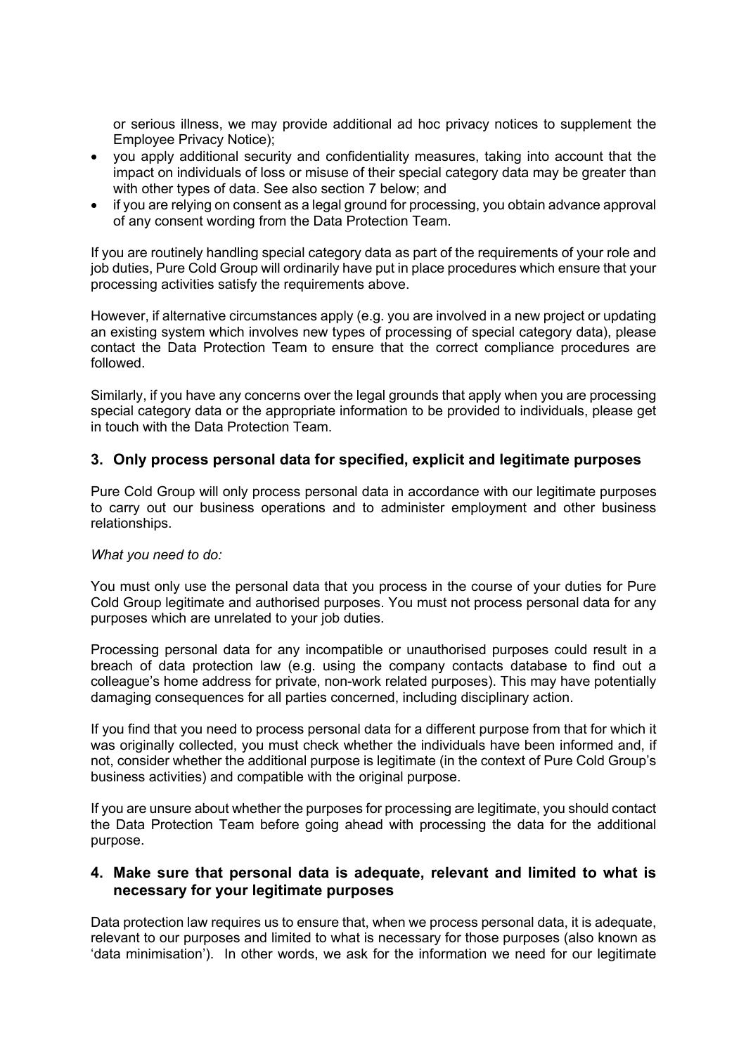or serious illness, we may provide additional ad hoc privacy notices to supplement the Employee Privacy Notice);

- you apply additional security and confidentiality measures, taking into account that the impact on individuals of loss or misuse of their special category data may be greater than with other types of data. See also section 7 below; and
- if you are relying on consent as a legal ground for processing, you obtain advance approval of any consent wording from the Data Protection Team.

If you are routinely handling special category data as part of the requirements of your role and job duties, Pure Cold Group will ordinarily have put in place procedures which ensure that your processing activities satisfy the requirements above.

However, if alternative circumstances apply (e.g. you are involved in a new project or updating an existing system which involves new types of processing of special category data), please contact the Data Protection Team to ensure that the correct compliance procedures are followed.

Similarly, if you have any concerns over the legal grounds that apply when you are processing special category data or the appropriate information to be provided to individuals, please get in touch with the Data Protection Team.

## 3. Only process personal data for specified, explicit and legitimate purposes

Pure Cold Group will only process personal data in accordance with our legitimate purposes to carry out our business operations and to administer employment and other business relationships.

*What you need to do:*

You must only use the personal data that you process in the course of your duties for Pure Cold Group legitimate and authorised purposes. You must not process personal data for any purposes which are unrelated to your job duties.

Processing personal data for any incompatible or unauthorised purposes could result in a breach of data protection law (e.g. using the company contacts database to find out a colleague's home address for private, non-work related purposes). This may have potentially damaging consequences for all parties concerned, including disciplinary action.

If you find that you need to process personal data for a different purpose from that for which it was originally collected, you must check whether the individuals have been informed and, if not, consider whether the additional purpose is legitimate (in the context of Pure Cold Group's business activities) and compatible with the original purpose.

If you are unsure about whether the purposes for processing are legitimate, you should contact the Data Protection Team before going ahead with processing the data for the additional purpose.

## 4. Make sure that personal data is adequate, relevant and limited to what is necessary for your legitimate purposes

Data protection law requires us to ensure that, when we process personal data, it is adequate, relevant to our purposes and limited to what is necessary for those purposes (also known as 'data minimisation'). In other words, we ask for the information we need for our legitimate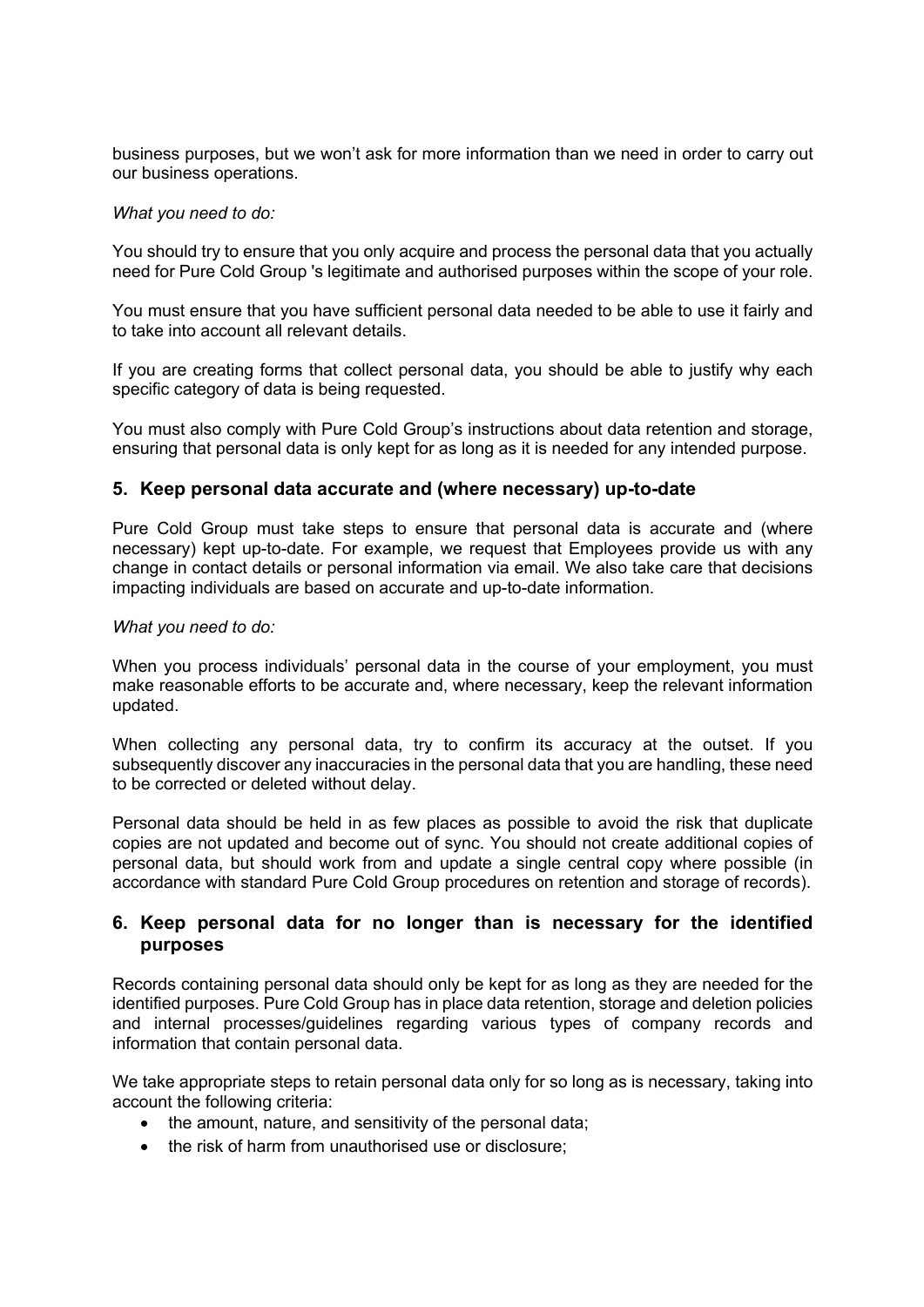business purposes, but we won't ask for more information than we need in order to carry out our business operations.

*What you need to do:*

You should try to ensure that you only acquire and process the personal data that you actually need for Pure Cold Group 's legitimate and authorised purposes within the scope of your role.

You must ensure that you have sufficient personal data needed to be able to use it fairly and to take into account all relevant details.

If you are creating forms that collect personal data, you should be able to justify why each specific category of data is being requested.

You must also comply with Pure Cold Group's instructions about data retention and storage, ensuring that personal data is only kept for as long as it is needed for any intended purpose.

## 5. Keep personal data accurate and (where necessary) up-to-date

Pure Cold Group must take steps to ensure that personal data is accurate and (where necessary) kept up-to-date. For example, we request that Employees provide us with any change in contact details or personal information via email. We also take care that decisions impacting individuals are based on accurate and up-to-date information.

*What you need to do:*

When you process individuals' personal data in the course of your employment, you must make reasonable efforts to be accurate and, where necessary, keep the relevant information updated.

When collecting any personal data, try to confirm its accuracy at the outset. If you subsequently discover any inaccuracies in the personal data that you are handling, these need to be corrected or deleted without delay.

Personal data should be held in as few places as possible to avoid the risk that duplicate copies are not updated and become out of sync. You should not create additional copies of personal data, but should work from and update a single central copy where possible (in accordance with standard Pure Cold Group procedures on retention and storage of records).

## 6. Keep personal data for no longer than is necessary for the identified purposes

Records containing personal data should only be kept for as long as they are needed for the identified purposes. Pure Cold Group has in place data retention, storage and deletion policies and internal processes/guidelines regarding various types of company records and information that contain personal data.

We take appropriate steps to retain personal data only for so long as is necessary, taking into account the following criteria:

- the amount, nature, and sensitivity of the personal data;
- the risk of harm from unauthorised use or disclosure;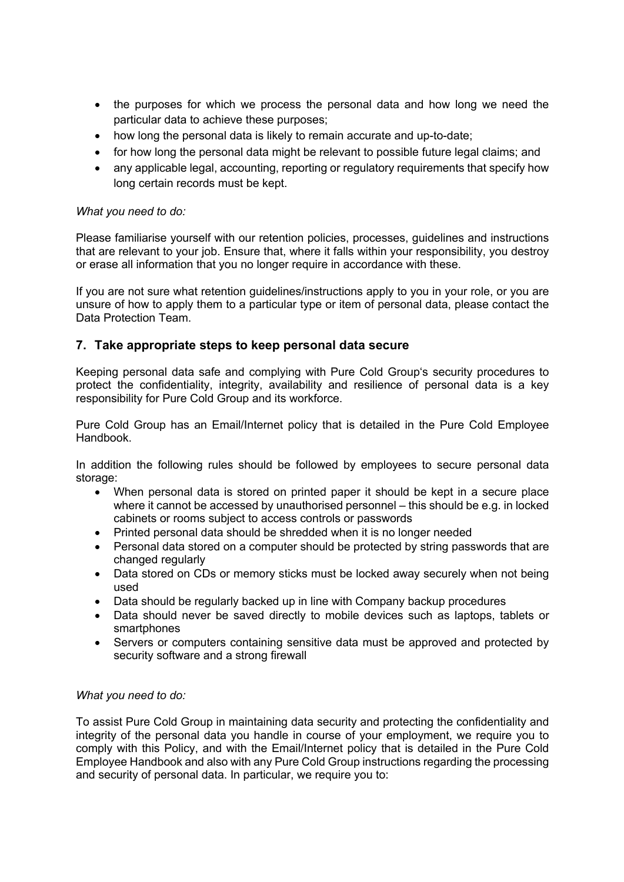- the purposes for which we process the personal data and how long we need the particular data to achieve these purposes;
- how long the personal data is likely to remain accurate and up-to-date;
- for how long the personal data might be relevant to possible future legal claims; and
- any applicable legal, accounting, reporting or regulatory requirements that specify how long certain records must be kept.

*What you need to do:*

Please familiarise yourself with our retention policies, processes, guidelines and instructions that are relevant to your job. Ensure that, where it falls within your responsibility, you destroy or erase all information that you no longer require in accordance with these.

If you are not sure what retention guidelines/instructions apply to you in your role, or you are unsure of how to apply them to a particular type or item of personal data, please contact the Data Protection Team.

## 7. Take appropriate steps to keep personal data secure

Keeping personal data safe and complying with Pure Cold Group's security procedures to protect the confidentiality, integrity, availability and resilience of personal data is a key responsibility for Pure Cold Group and its workforce.

Pure Cold Group has an Email/Internet policy that is detailed in the Pure Cold Employee Handbook.

In addition the following rules should be followed by employees to secure personal data storage:

- When personal data is stored on printed paper it should be kept in a secure place where it cannot be accessed by unauthorised personnel – this should be e.g. in locked cabinets or rooms subject to access controls or passwords
- Printed personal data should be shredded when it is no longer needed
- Personal data stored on a computer should be protected by string passwords that are changed regularly
- Data stored on CDs or memory sticks must be locked away securely when not being used
- Data should be regularly backed up in line with Company backup procedures
- Data should never be saved directly to mobile devices such as laptops, tablets or smartphones
- Servers or computers containing sensitive data must be approved and protected by security software and a strong firewall

*What you need to do:*

To assist Pure Cold Group in maintaining data security and protecting the confidentiality and integrity of the personal data you handle in course of your employment, we require you to comply with this Policy, and with the Email/Internet policy that is detailed in the Pure Cold Employee Handbook and also with any Pure Cold Group instructions regarding the processing and security of personal data. In particular, we require you to: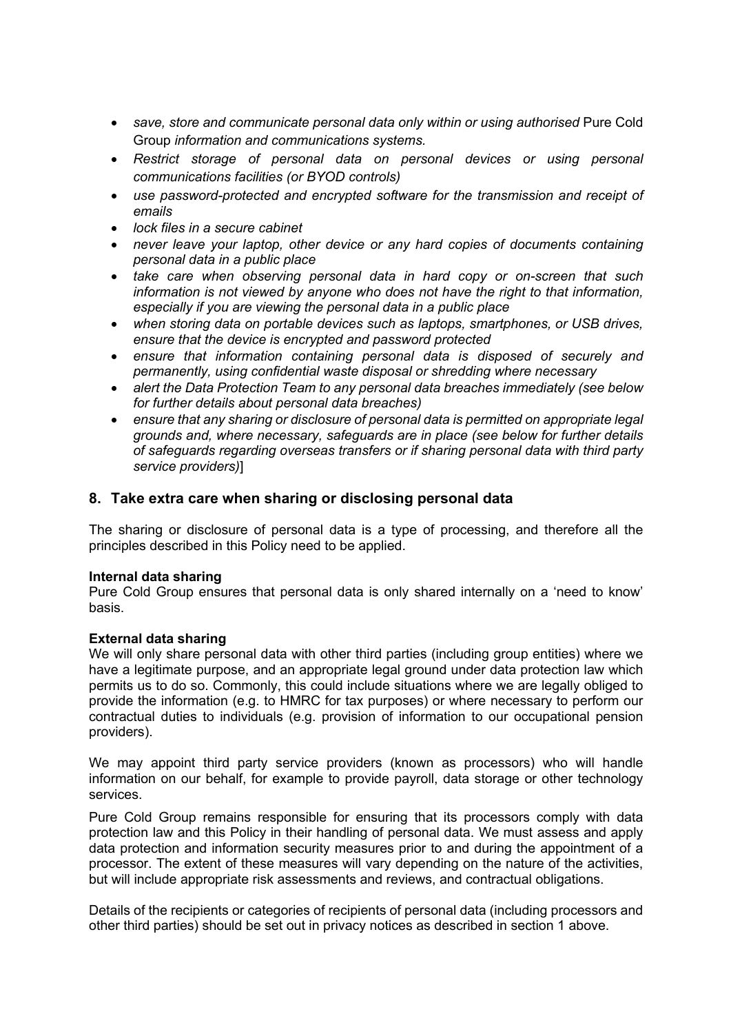- *save, store and communicate personal data only within or using authorised* Pure Cold Group *information and communications systems.*
- *Restrict storage of personal data on personal devices or using personal communications facilities (or BYOD controls)*
- *use password-protected and encrypted software for the transmission and receipt of emails*
- *lock files in a secure cabinet*
- *never leave your laptop, other device or any hard copies of documents containing personal data in a public place*
- *take care when observing personal data in hard copy or on-screen that such information is not viewed by anyone who does not have the right to that information, especially if you are viewing the personal data in a public place*
- *when storing data on portable devices such as laptops, smartphones, or USB drives, ensure that the device is encrypted and password protected*
- *ensure that information containing personal data is disposed of securely and permanently, using confidential waste disposal or shredding where necessary*
- *alert the Data Protection Team to any personal data breaches immediately (see below for further details about personal data breaches)*
- *ensure that any sharing or disclosure of personal data is permitted on appropriate legal grounds and, where necessary, safeguards are in place (see below for further details of safeguards regarding overseas transfers or if sharing personal data with third party service providers)*]

## 8. Take extra care when sharing or disclosing personal data

The sharing or disclosure of personal data is a type of processing, and therefore all the principles described in this Policy need to be applied.

**Internal data sharing**
Pure Cold Group ensures that personal data is only shared internally on a 'need to know' basis.

**External data sharing**
We will only share personal data with other third parties (including group entities) where we have a legitimate purpose, and an appropriate legal ground under data protection law which permits us to do so. Commonly, this could include situations where we are legally obliged to provide the information (e.g. to HMRC for tax purposes) or where necessary to perform our contractual duties to individuals (e.g. provision of information to our occupational pension providers).

We may appoint third party service providers (known as processors) who will handle information on our behalf, for example to provide payroll, data storage or other technology services.

Pure Cold Group remains responsible for ensuring that its processors comply with data protection law and this Policy in their handling of personal data. We must assess and apply data protection and information security measures prior to and during the appointment of a processor. The extent of these measures will vary depending on the nature of the activities, but will include appropriate risk assessments and reviews, and contractual obligations.

Details of the recipients or categories of recipients of personal data (including processors and other third parties) should be set out in privacy notices as described in section 1 above.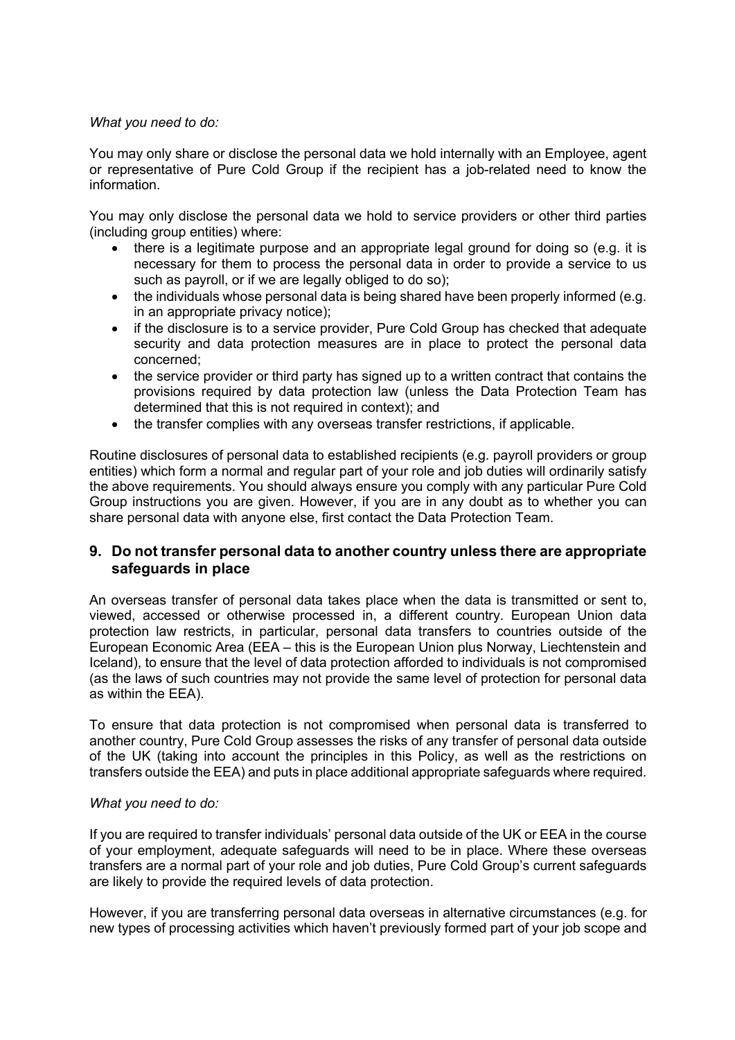*What you need to do:*

You may only share or disclose the personal data we hold internally with an Employee, agent or representative of Pure Cold Group if the recipient has a job-related need to know the information.

You may only disclose the personal data we hold to service providers or other third parties (including group entities) where:

- there is a legitimate purpose and an appropriate legal ground for doing so (e.g. it is necessary for them to process the personal data in order to provide a service to us such as payroll, or if we are legally obliged to do so);
- the individuals whose personal data is being shared have been properly informed (e.g. in an appropriate privacy notice);
- if the disclosure is to a service provider, Pure Cold Group has checked that adequate security and data protection measures are in place to protect the personal data concerned;
- the service provider or third party has signed up to a written contract that contains the provisions required by data protection law (unless the Data Protection Team has determined that this is not required in context); and
- the transfer complies with any overseas transfer restrictions, if applicable.

Routine disclosures of personal data to established recipients (e.g. payroll providers or group entities) which form a normal and regular part of your role and job duties will ordinarily satisfy the above requirements. You should always ensure you comply with any particular Pure Cold Group instructions you are given. However, if you are in any doubt as to whether you can share personal data with anyone else, first contact the Data Protection Team.

## 9. Do not transfer personal data to another country unless there are appropriate safeguards in place

An overseas transfer of personal data takes place when the data is transmitted or sent to, viewed, accessed or otherwise processed in, a different country. European Union data protection law restricts, in particular, personal data transfers to countries outside of the European Economic Area (EEA – this is the European Union plus Norway, Liechtenstein and Iceland), to ensure that the level of data protection afforded to individuals is not compromised (as the laws of such countries may not provide the same level of protection for personal data as within the EEA).

To ensure that data protection is not compromised when personal data is transferred to another country, Pure Cold Group assesses the risks of any transfer of personal data outside of the UK (taking into account the principles in this Policy, as well as the restrictions on transfers outside the EEA) and puts in place additional appropriate safeguards where required.

*What you need to do:*

If you are required to transfer individuals' personal data outside of the UK or EEA in the course of your employment, adequate safeguards will need to be in place. Where these overseas transfers are a normal part of your role and job duties, Pure Cold Group's current safeguards are likely to provide the required levels of data protection.

However, if you are transferring personal data overseas in alternative circumstances (e.g. for new types of processing activities which haven't previously formed part of your job scope and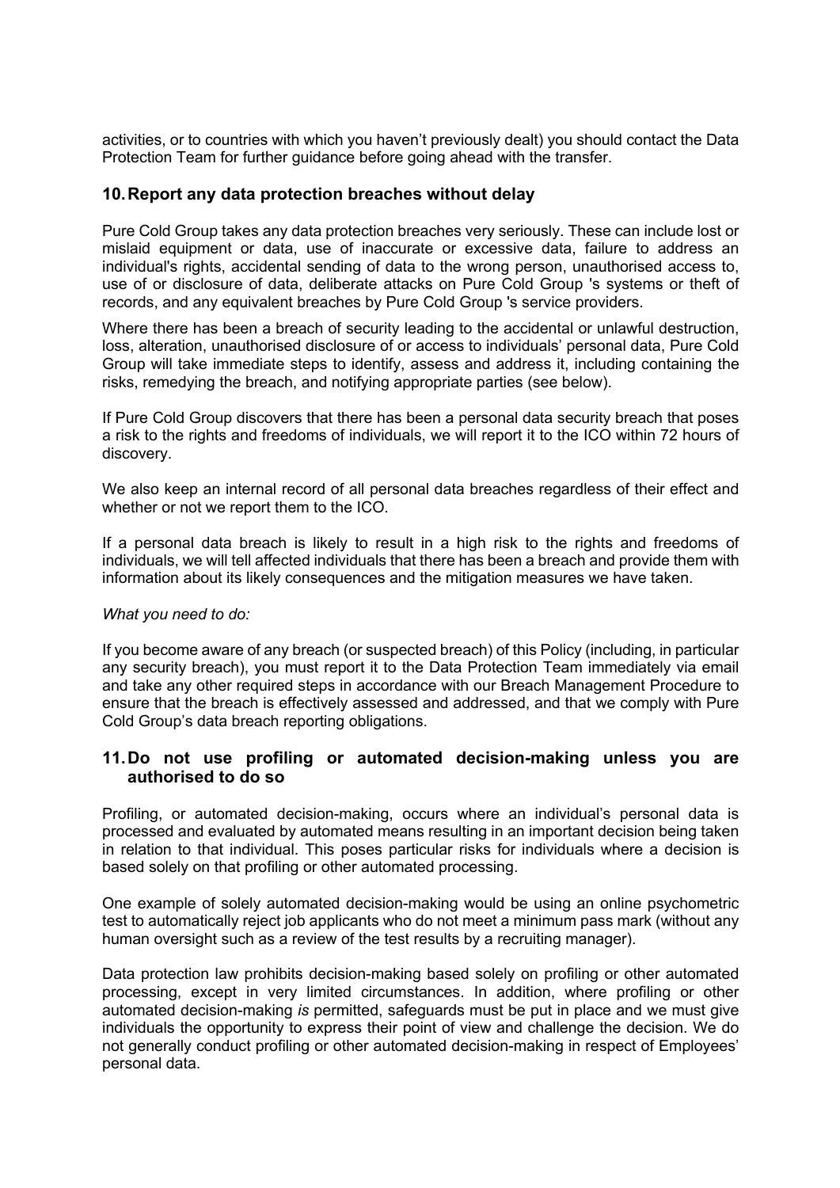activities, or to countries with which you haven't previously dealt) you should contact the Data Protection Team for further guidance before going ahead with the transfer.

## 10. Report any data protection breaches without delay

Pure Cold Group takes any data protection breaches very seriously. These can include lost or mislaid equipment or data, use of inaccurate or excessive data, failure to address an individual's rights, accidental sending of data to the wrong person, unauthorised access to, use of or disclosure of data, deliberate attacks on Pure Cold Group 's systems or theft of records, and any equivalent breaches by Pure Cold Group 's service providers.

Where there has been a breach of security leading to the accidental or unlawful destruction, loss, alteration, unauthorised disclosure of or access to individuals' personal data, Pure Cold Group will take immediate steps to identify, assess and address it, including containing the risks, remedying the breach, and notifying appropriate parties (see below).

If Pure Cold Group discovers that there has been a personal data security breach that poses a risk to the rights and freedoms of individuals, we will report it to the ICO within 72 hours of discovery.

We also keep an internal record of all personal data breaches regardless of their effect and whether or not we report them to the ICO.

If a personal data breach is likely to result in a high risk to the rights and freedoms of individuals, we will tell affected individuals that there has been a breach and provide them with information about its likely consequences and the mitigation measures we have taken.

*What you need to do:*

If you become aware of any breach (or suspected breach) of this Policy (including, in particular any security breach), you must report it to the Data Protection Team immediately via email and take any other required steps in accordance with our Breach Management Procedure to ensure that the breach is effectively assessed and addressed, and that we comply with Pure Cold Group's data breach reporting obligations.

## 11. Do not use profiling or automated decision-making unless you are authorised to do so

Profiling, or automated decision-making, occurs where an individual's personal data is processed and evaluated by automated means resulting in an important decision being taken in relation to that individual. This poses particular risks for individuals where a decision is based solely on that profiling or other automated processing.

One example of solely automated decision-making would be using an online psychometric test to automatically reject job applicants who do not meet a minimum pass mark (without any human oversight such as a review of the test results by a recruiting manager).

Data protection law prohibits decision-making based solely on profiling or other automated processing, except in very limited circumstances. In addition, where profiling or other automated decision-making *is* permitted, safeguards must be put in place and we must give individuals the opportunity to express their point of view and challenge the decision. We do not generally conduct profiling or other automated decision-making in respect of Employees' personal data.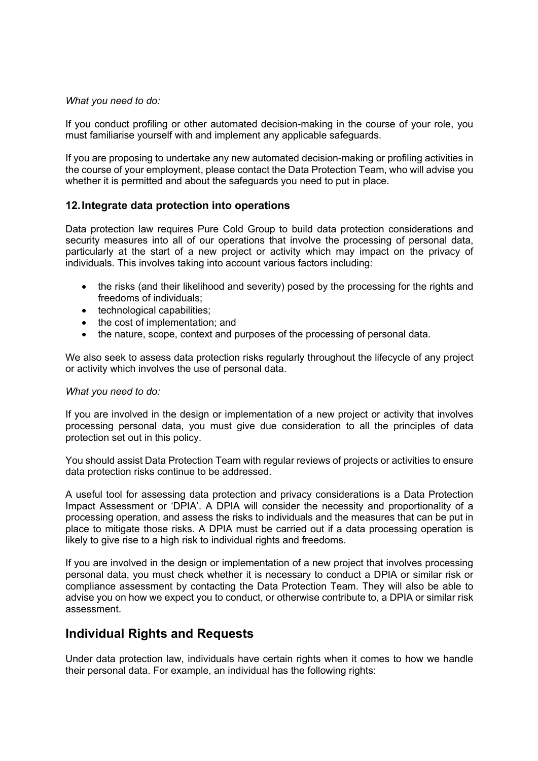*What you need to do:*

If you conduct profiling or other automated decision-making in the course of your role, you must familiarise yourself with and implement any applicable safeguards.

If you are proposing to undertake any new automated decision-making or profiling activities in the course of your employment, please contact the Data Protection Team, who will advise you whether it is permitted and about the safeguards you need to put in place.

### 12. Integrate data protection into operations

Data protection law requires Pure Cold Group to build data protection considerations and security measures into all of our operations that involve the processing of personal data, particularly at the start of a new project or activity which may impact on the privacy of individuals. This involves taking into account various factors including:

- the risks (and their likelihood and severity) posed by the processing for the rights and freedoms of individuals;
- technological capabilities;
- the cost of implementation; and
- the nature, scope, context and purposes of the processing of personal data.

We also seek to assess data protection risks regularly throughout the lifecycle of any project or activity which involves the use of personal data.

*What you need to do:*

If you are involved in the design or implementation of a new project or activity that involves processing personal data, you must give due consideration to all the principles of data protection set out in this policy.

You should assist Data Protection Team with regular reviews of projects or activities to ensure data protection risks continue to be addressed.

A useful tool for assessing data protection and privacy considerations is a Data Protection Impact Assessment or 'DPIA'. A DPIA will consider the necessity and proportionality of a processing operation, and assess the risks to individuals and the measures that can be put in place to mitigate those risks. A DPIA must be carried out if a data processing operation is likely to give rise to a high risk to individual rights and freedoms.

If you are involved in the design or implementation of a new project that involves processing personal data, you must check whether it is necessary to conduct a DPIA or similar risk or compliance assessment by contacting the Data Protection Team. They will also be able to advise you on how we expect you to conduct, or otherwise contribute to, a DPIA or similar risk assessment.

## Individual Rights and Requests

Under data protection law, individuals have certain rights when it comes to how we handle their personal data. For example, an individual has the following rights: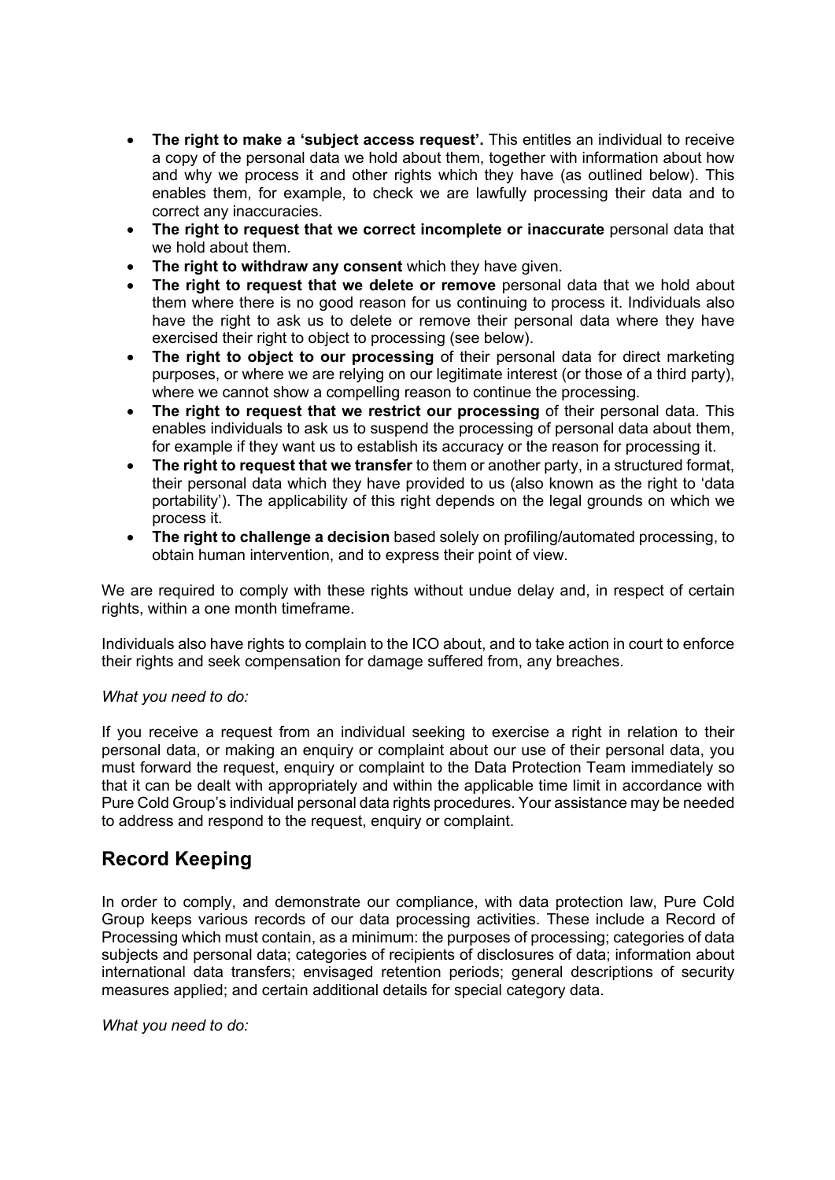- **The right to make a 'subject access request'.** This entitles an individual to receive a copy of the personal data we hold about them, together with information about how and why we process it and other rights which they have (as outlined below). This enables them, for example, to check we are lawfully processing their data and to correct any inaccuracies.
- **The right to request that we correct incomplete or inaccurate** personal data that we hold about them.
- **The right to withdraw any consent** which they have given.
- **The right to request that we delete or remove** personal data that we hold about them where there is no good reason for us continuing to process it. Individuals also have the right to ask us to delete or remove their personal data where they have exercised their right to object to processing (see below).
- **The right to object to our processing** of their personal data for direct marketing purposes, or where we are relying on our legitimate interest (or those of a third party), where we cannot show a compelling reason to continue the processing.
- **The right to request that we restrict our processing** of their personal data. This enables individuals to ask us to suspend the processing of personal data about them, for example if they want us to establish its accuracy or the reason for processing it.
- **The right to request that we transfer** to them or another party, in a structured format, their personal data which they have provided to us (also known as the right to 'data portability'). The applicability of this right depends on the legal grounds on which we process it.
- **The right to challenge a decision** based solely on profiling/automated processing, to obtain human intervention, and to express their point of view.

We are required to comply with these rights without undue delay and, in respect of certain rights, within a one month timeframe.

Individuals also have rights to complain to the ICO about, and to take action in court to enforce their rights and seek compensation for damage suffered from, any breaches.

*What you need to do:*

If you receive a request from an individual seeking to exercise a right in relation to their personal data, or making an enquiry or complaint about our use of their personal data, you must forward the request, enquiry or complaint to the Data Protection Team immediately so that it can be dealt with appropriately and within the applicable time limit in accordance with Pure Cold Group's individual personal data rights procedures. Your assistance may be needed to address and respond to the request, enquiry or complaint.

## Record Keeping

In order to comply, and demonstrate our compliance, with data protection law, Pure Cold Group keeps various records of our data processing activities. These include a Record of Processing which must contain, as a minimum: the purposes of processing; categories of data subjects and personal data; categories of recipients of disclosures of data; information about international data transfers; envisaged retention periods; general descriptions of security measures applied; and certain additional details for special category data.

*What you need to do:*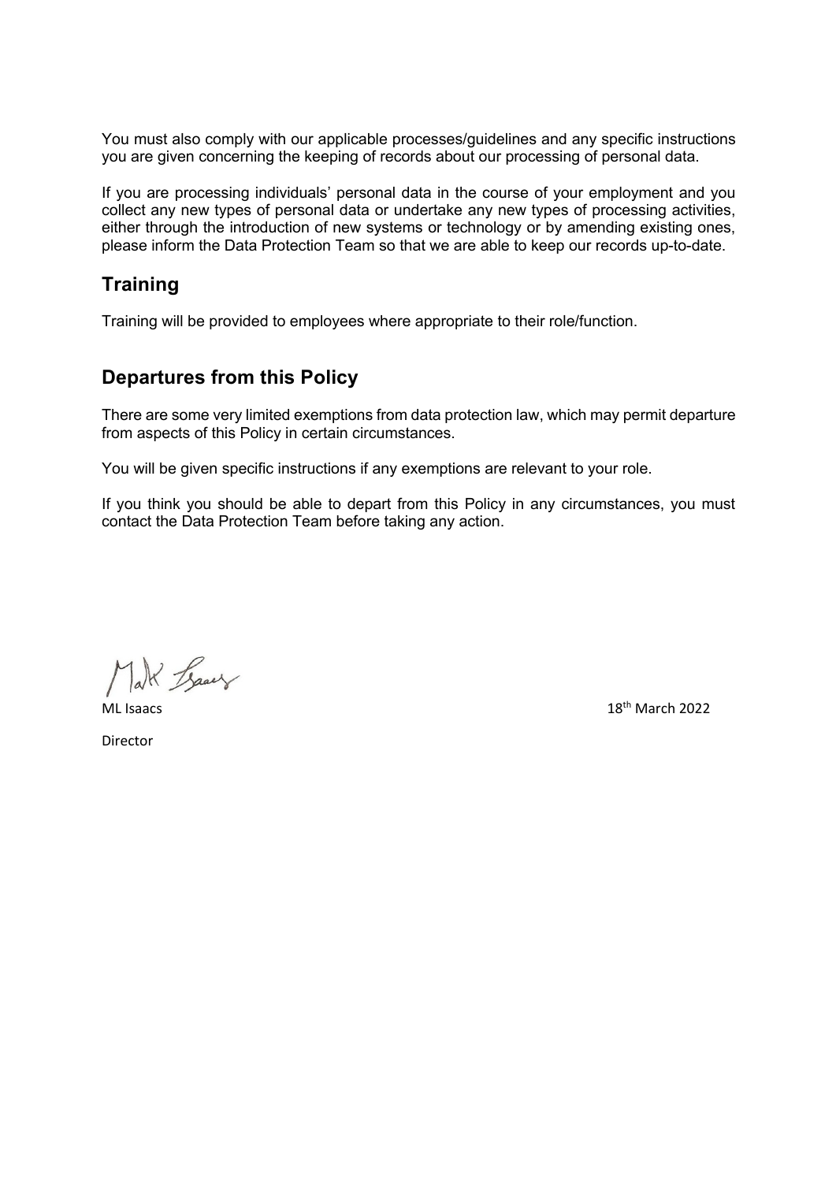You must also comply with our applicable processes/guidelines and any specific instructions you are given concerning the keeping of records about our processing of personal data.

If you are processing individuals' personal data in the course of your employment and you collect any new types of personal data or undertake any new types of processing activities, either through the introduction of new systems or technology or by amending existing ones, please inform the Data Protection Team so that we are able to keep our records up-to-date.

## Training

Training will be provided to employees where appropriate to their role/function.

## Departures from this Policy

There are some very limited exemptions from data protection law, which may permit departure from aspects of this Policy in certain circumstances.

You will be given specific instructions if any exemptions are relevant to your role.

If you think you should be able to depart from this Policy in any circumstances, you must contact the Data Protection Team before taking any action.

ML Isaacs

18th March 2022

Director